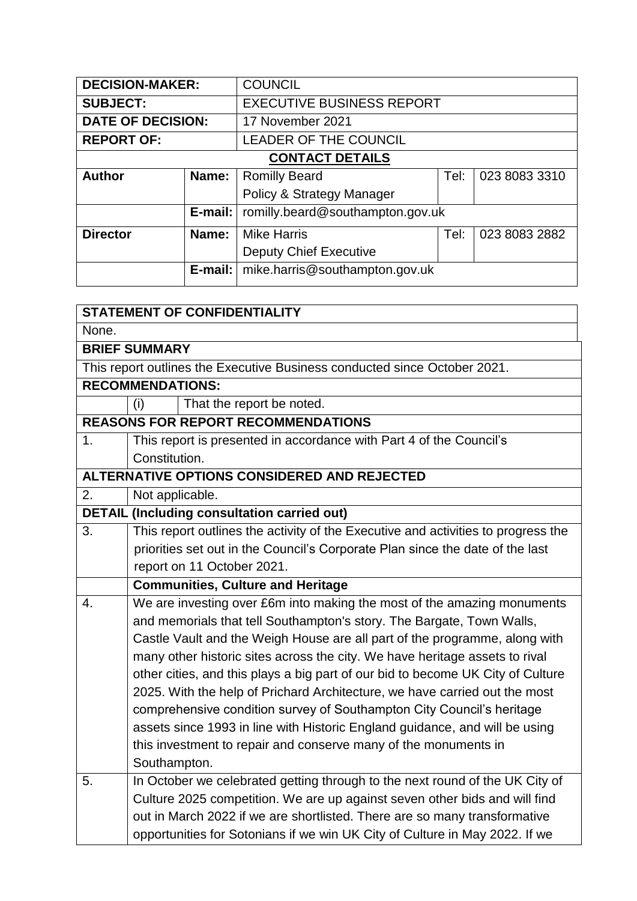| DECISION-MAKER: | | COUNCIL | | |
|---|---|---|---|---|
| **SUBJECT:** | | EXECUTIVE BUSINESS REPORT | | |
| **DATE OF DECISION:** | | 17 November 2021 | | |
| **REPORT OF:** | | LEADER OF THE COUNCIL | | |
| **CONTACT DETAILS** | | | | |
| **Author** | **Name:** | Romilly Beard<br>Policy & Strategy Manager | Tel: | 023 8083 3310 |
| | **E-mail:** | romilly.beard@southampton.gov.uk | | |
| **Director** | **Name:** | Mike Harris<br>Deputy Chief Executive | Tel: | 023 8083 2882 |
| | **E-mail:** | mike.harris@southampton.gov.uk | | |

**STATEMENT OF CONFIDENTIALITY**

None.

**BRIEF SUMMARY**

This report outlines the Executive Business conducted since October 2021.

**RECOMMENDATIONS:**

| | |
|---|---|
| (i) | That the report be noted. |

**REASONS FOR REPORT RECOMMENDATIONS**

1. This report is presented in accordance with Part 4 of the Council's Constitution.

**ALTERNATIVE OPTIONS CONSIDERED AND REJECTED**

2. Not applicable.

**DETAIL (Including consultation carried out)**

3. This report outlines the activity of the Executive and activities to progress the priorities set out in the Council's Corporate Plan since the date of the last report on 11 October 2021.

**Communities, Culture and Heritage**

4. We are investing over £6m into making the most of the amazing monuments and memorials that tell Southampton's story. The Bargate, Town Walls, Castle Vault and the Weigh House are all part of the programme, along with many other historic sites across the city. We have heritage assets to rival other cities, and this plays a big part of our bid to become UK City of Culture 2025. With the help of Prichard Architecture, we have carried out the most comprehensive condition survey of Southampton City Council's heritage assets since 1993 in line with Historic England guidance, and will be using this investment to repair and conserve many of the monuments in Southampton.

5. In October we celebrated getting through to the next round of the UK City of Culture 2025 competition. We are up against seven other bids and will find out in March 2022 if we are shortlisted. There are so many transformative opportunities for Sotonians if we win UK City of Culture in May 2022. If we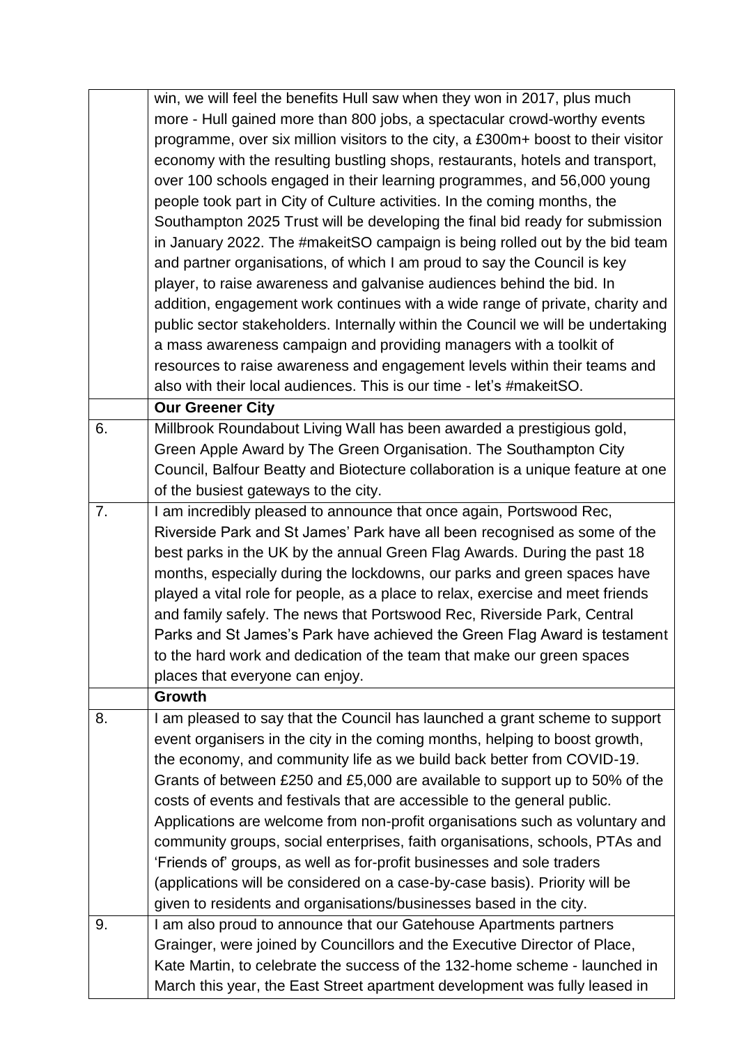| | |
|---|---|
| | win, we will feel the benefits Hull saw when they won in 2017, plus much more - Hull gained more than 800 jobs, a spectacular crowd-worthy events programme, over six million visitors to the city, a £300m+ boost to their visitor economy with the resulting bustling shops, restaurants, hotels and transport, over 100 schools engaged in their learning programmes, and 56,000 young people took part in City of Culture activities. In the coming months, the Southampton 2025 Trust will be developing the final bid ready for submission in January 2022. The #makeitSO campaign is being rolled out by the bid team and partner organisations, of which I am proud to say the Council is key player, to raise awareness and galvanise audiences behind the bid. In addition, engagement work continues with a wide range of private, charity and public sector stakeholders. Internally within the Council we will be undertaking a mass awareness campaign and providing managers with a toolkit of resources to raise awareness and engagement levels within their teams and also with their local audiences. This is our time - let's #makeitSO. |
| | **Our Greener City** |
| 6. | Millbrook Roundabout Living Wall has been awarded a prestigious gold, Green Apple Award by The Green Organisation. The Southampton City Council, Balfour Beatty and Biotecture collaboration is a unique feature at one of the busiest gateways to the city. |
| 7. | I am incredibly pleased to announce that once again, Portswood Rec, Riverside Park and St James' Park have all been recognised as some of the best parks in the UK by the annual Green Flag Awards. During the past 18 months, especially during the lockdowns, our parks and green spaces have played a vital role for people, as a place to relax, exercise and meet friends and family safely. The news that Portswood Rec, Riverside Park, Central Parks and St James's Park have achieved the Green Flag Award is testament to the hard work and dedication of the team that make our green spaces places that everyone can enjoy. |
| | **Growth** |
| 8. | I am pleased to say that the Council has launched a grant scheme to support event organisers in the city in the coming months, helping to boost growth, the economy, and community life as we build back better from COVID-19. Grants of between £250 and £5,000 are available to support up to 50% of the costs of events and festivals that are accessible to the general public. Applications are welcome from non-profit organisations such as voluntary and community groups, social enterprises, faith organisations, schools, PTAs and 'Friends of' groups, as well as for-profit businesses and sole traders (applications will be considered on a case-by-case basis). Priority will be given to residents and organisations/businesses based in the city. |
| 9. | I am also proud to announce that our Gatehouse Apartments partners Grainger, were joined by Councillors and the Executive Director of Place, Kate Martin, to celebrate the success of the 132-home scheme - launched in March this year, the East Street apartment development was fully leased in |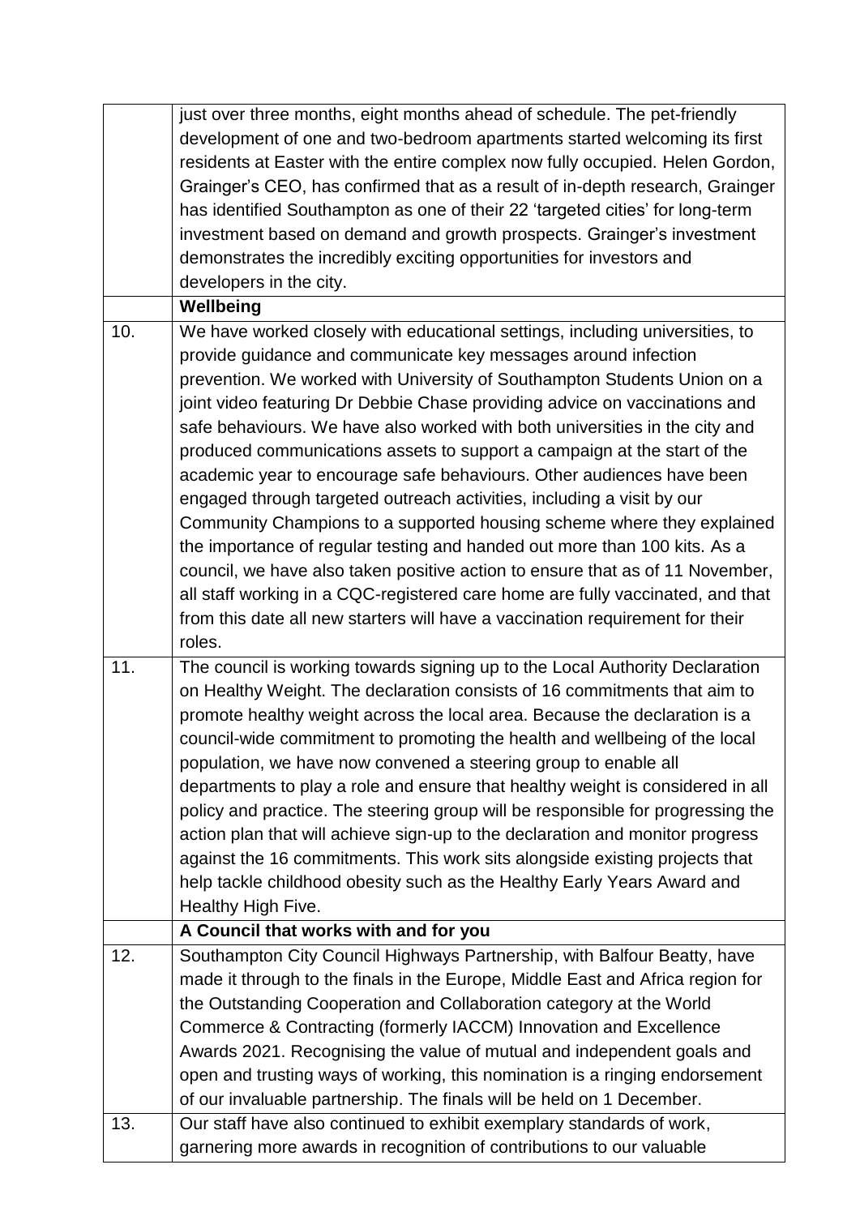| | |
|---|---|
| | just over three months, eight months ahead of schedule. The pet-friendly development of one and two-bedroom apartments started welcoming its first residents at Easter with the entire complex now fully occupied. Helen Gordon, Grainger's CEO, has confirmed that as a result of in-depth research, Grainger has identified Southampton as one of their 22 'targeted cities' for long-term investment based on demand and growth prospects. Grainger's investment demonstrates the incredibly exciting opportunities for investors and developers in the city. |
| | **Wellbeing** |
| 10. | We have worked closely with educational settings, including universities, to provide guidance and communicate key messages around infection prevention. We worked with University of Southampton Students Union on a joint video featuring Dr Debbie Chase providing advice on vaccinations and safe behaviours. We have also worked with both universities in the city and produced communications assets to support a campaign at the start of the academic year to encourage safe behaviours. Other audiences have been engaged through targeted outreach activities, including a visit by our Community Champions to a supported housing scheme where they explained the importance of regular testing and handed out more than 100 kits. As a council, we have also taken positive action to ensure that as of 11 November, all staff working in a CQC-registered care home are fully vaccinated, and that from this date all new starters will have a vaccination requirement for their roles. |
| 11. | The council is working towards signing up to the Local Authority Declaration on Healthy Weight. The declaration consists of 16 commitments that aim to promote healthy weight across the local area. Because the declaration is a council-wide commitment to promoting the health and wellbeing of the local population, we have now convened a steering group to enable all departments to play a role and ensure that healthy weight is considered in all policy and practice. The steering group will be responsible for progressing the action plan that will achieve sign-up to the declaration and monitor progress against the 16 commitments. This work sits alongside existing projects that help tackle childhood obesity such as the Healthy Early Years Award and Healthy High Five. |
| | **A Council that works with and for you** |
| 12. | Southampton City Council Highways Partnership, with Balfour Beatty, have made it through to the finals in the Europe, Middle East and Africa region for the Outstanding Cooperation and Collaboration category at the World Commerce & Contracting (formerly IACCM) Innovation and Excellence Awards 2021. Recognising the value of mutual and independent goals and open and trusting ways of working, this nomination is a ringing endorsement of our invaluable partnership. The finals will be held on 1 December. |
| 13. | Our staff have also continued to exhibit exemplary standards of work, garnering more awards in recognition of contributions to our valuable |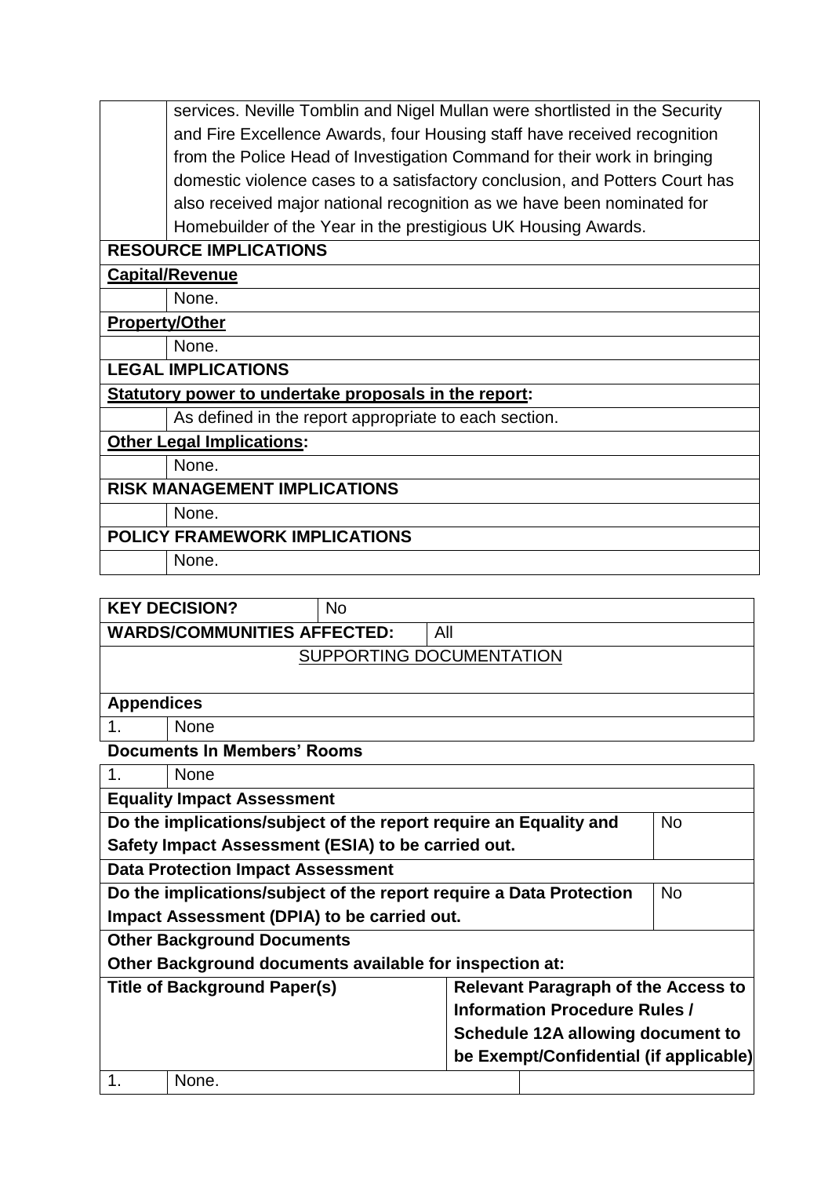| | |
|---|---|
| | services. Neville Tomblin and Nigel Mullan were shortlisted in the Security and Fire Excellence Awards, four Housing staff have received recognition from the Police Head of Investigation Command for their work in bringing domestic violence cases to a satisfactory conclusion, and Potters Court has also received major national recognition as we have been nominated for Homebuilder of the Year in the prestigious UK Housing Awards. |
| **RESOURCE IMPLICATIONS** | |
| **Capital/Revenue** | |
| | None. |
| **Property/Other** | |
| | None. |
| **LEGAL IMPLICATIONS** | |
| **Statutory power to undertake proposals in the report:** | |
| | As defined in the report appropriate to each section. |
| **Other Legal Implications:** | |
| | None. |
| **RISK MANAGEMENT IMPLICATIONS** | |
| | None. |
| **POLICY FRAMEWORK IMPLICATIONS** | |
| | None. |

| | |
|---|---|
| **KEY DECISION?** | No |
| **WARDS/COMMUNITIES AFFECTED:** | All |

SUPPORTING DOCUMENTATION

**Appendices**

| | |
|---|---|
| 1. | None |

**Documents In Members' Rooms**

| | |
|---|---|
| 1. | None |

**Equality Impact Assessment**

| | |
|---|---|
| **Do the implications/subject of the report require an Equality and Safety Impact Assessment (ESIA) to be carried out.** | No |

**Data Protection Impact Assessment**

| | |
|---|---|
| **Do the implications/subject of the report require a Data Protection Impact Assessment (DPIA) to be carried out.** | No |

**Other Background Documents**

**Other Background documents available for inspection at:**

| Title of Background Paper(s) | | Relevant Paragraph of the Access to Information Procedure Rules / Schedule 12A allowing document to be Exempt/Confidential (if applicable) | |
|---|---|---|---|
| 1. | None. | | |